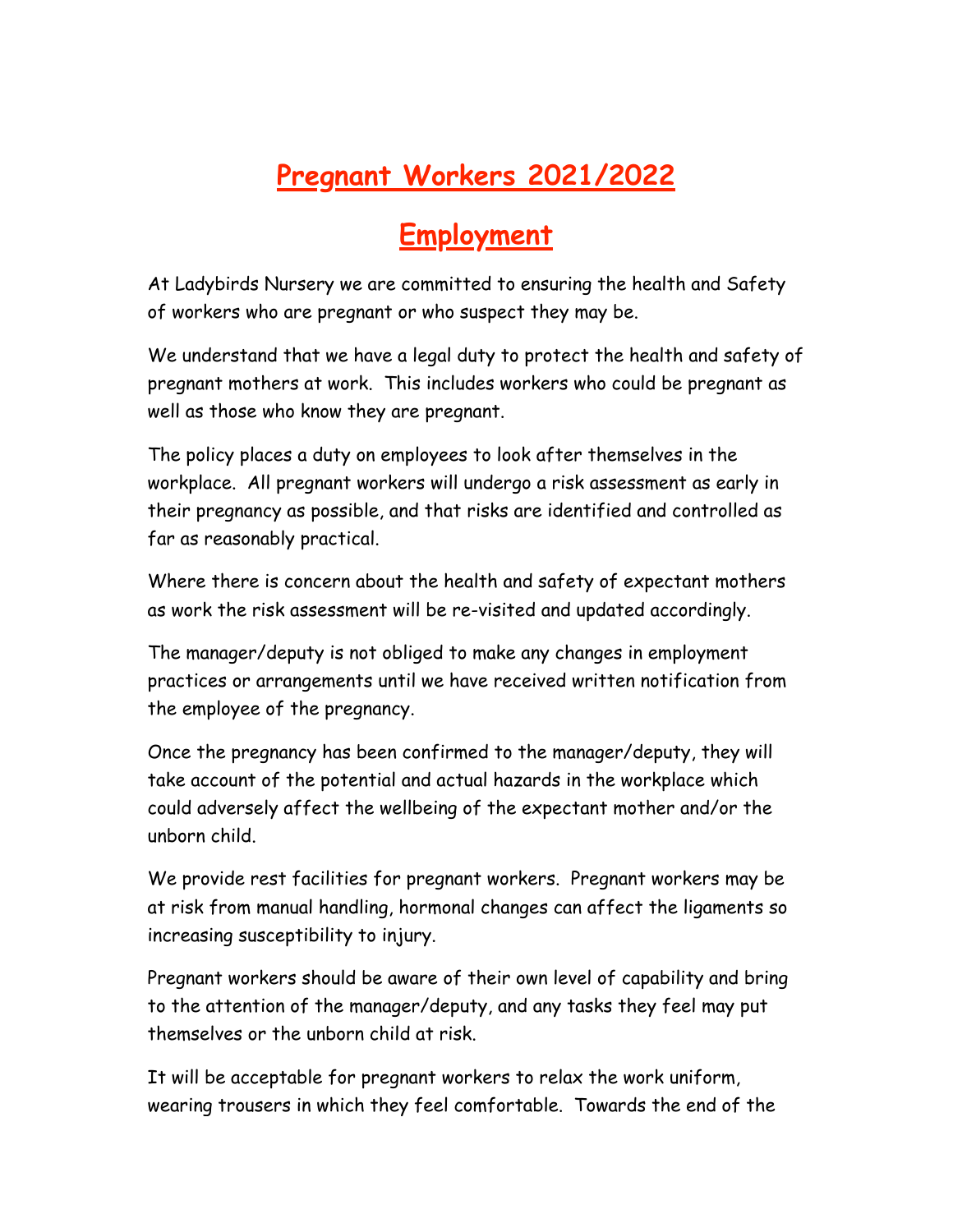# Pregnant Workers 2021/2022

## Employment

At Ladybirds Nursery we are committed to ensuring the health and Safety of workers who are pregnant or who suspect they may be.

We understand that we have a legal duty to protect the health and safety of pregnant mothers at work. This includes workers who could be pregnant as well as those who know they are pregnant.

The policy places a duty on employees to look after themselves in the workplace. All pregnant workers will undergo a risk assessment as early in their pregnancy as possible, and that risks are identified and controlled as far as reasonably practical.

Where there is concern about the health and safety of expectant mothers as work the risk assessment will be re-visited and updated accordingly.

The manager/deputy is not obliged to make any changes in employment practices or arrangements until we have received written notification from the employee of the pregnancy.

Once the pregnancy has been confirmed to the manager/deputy, they will take account of the potential and actual hazards in the workplace which could adversely affect the wellbeing of the expectant mother and/or the unborn child.

We provide rest facilities for pregnant workers. Pregnant workers may be at risk from manual handling, hormonal changes can affect the ligaments so increasing susceptibility to injury.

Pregnant workers should be aware of their own level of capability and bring to the attention of the manager/deputy, and any tasks they feel may put themselves or the unborn child at risk.

It will be acceptable for pregnant workers to relax the work uniform, wearing trousers in which they feel comfortable. Towards the end of the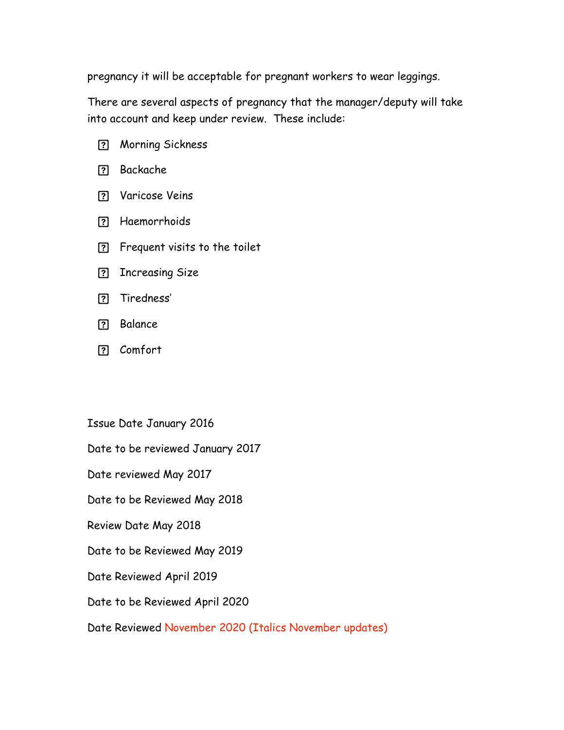pregnancy it will be acceptable for pregnant workers to wear leggings.

There are several aspects of pregnancy that the manager/deputy will take into account and keep under review. These include:

- Morning Sickness
- Backache
- Varicose Veins
- Haemorrhoids
- Frequent visits to the toilet
- Increasing Size
- Tiredness'
- Balance
- Comfort

Issue Date January 2016

Date to be reviewed January 2017

Date reviewed May 2017

Date to be Reviewed May 2018

Review Date May 2018

Date to be Reviewed May 2019

Date Reviewed April 2019

Date to be Reviewed April 2020

Date Reviewed November 2020 (Italics November updates)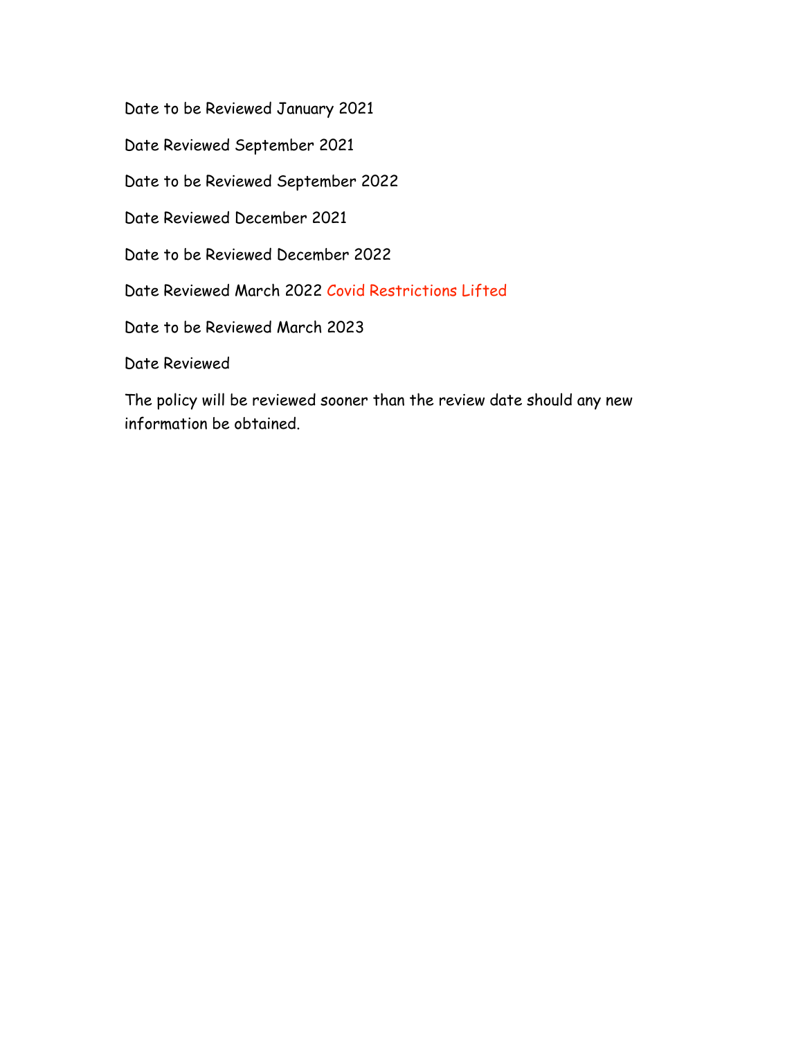Date to be Reviewed January 2021

Date Reviewed September 2021

Date to be Reviewed September 2022

Date Reviewed December 2021

Date to be Reviewed December 2022

Date Reviewed March 2022 Covid Restrictions Lifted

Date to be Reviewed March 2023

Date Reviewed

The policy will be reviewed sooner than the review date should any new information be obtained.